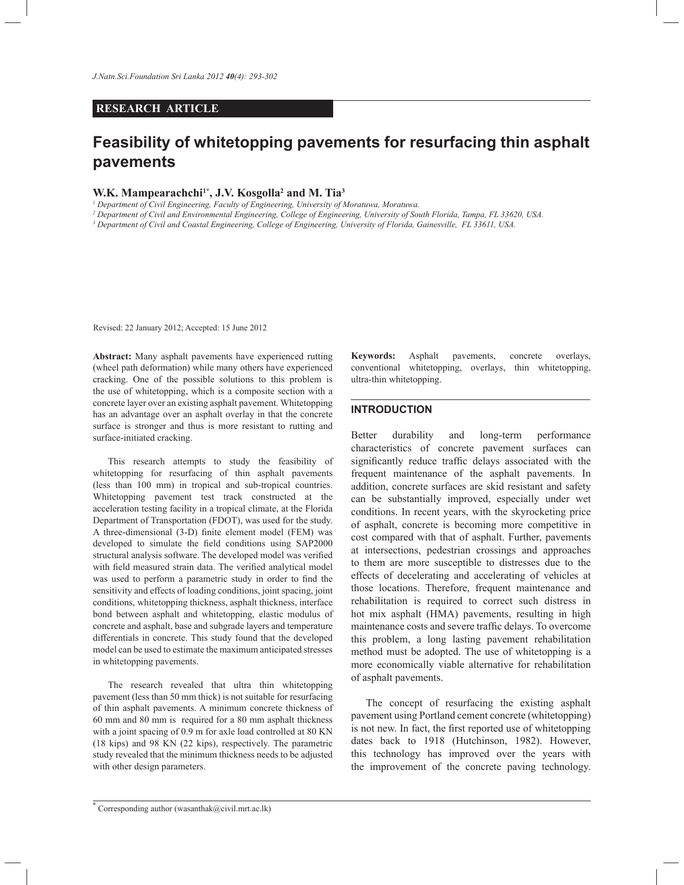**RESEARCH ARTICLE**

# Feasibility of whitetopping pavements for resurfacing thin asphalt pavements

**W.K. Mampearachchi[1*], J.V. Kosgolla[2] and M. Tia[3]**

[1] *Department of Civil Engineering, Faculty of Engineering, University of Moratuwa, Moratuwa.*

[2] *Department of Civil and Environmental Engineering, College of Engineering, University of South Florida, Tampa, FL 33620, USA.*

[3] *Department of Civil and Coastal Engineering, College of Engineering, University of Florida, Gainesville, FL 33611, USA.*

Revised: 22 January 2012; Accepted: 15 June 2012

**Abstract:** Many asphalt pavements have experienced rutting (wheel path deformation) while many others have experienced cracking. One of the possible solutions to this problem is the use of whitetopping, which is a composite section with a concrete layer over an existing asphalt pavement. Whitetopping has an advantage over an asphalt overlay in that the concrete surface is stronger and thus is more resistant to rutting and surface-initiated cracking.

This research attempts to study the feasibility of whitetopping for resurfacing of thin asphalt pavements (less than 100 mm) in tropical and sub-tropical countries. Whitetopping pavement test track constructed at the acceleration testing facility in a tropical climate, at the Florida Department of Transportation (FDOT), was used for the study. A three-dimensional (3-D) finite element model (FEM) was developed to simulate the field conditions using SAP2000 structural analysis software. The developed model was verified with field measured strain data. The verified analytical model was used to perform a parametric study in order to find the sensitivity and effects of loading conditions, joint spacing, joint conditions, whitetopping thickness, asphalt thickness, interface bond between asphalt and whitetopping, elastic modulus of concrete and asphalt, base and subgrade layers and temperature differentials in concrete. This study found that the developed model can be used to estimate the maximum anticipated stresses in whitetopping pavements.

The research revealed that ultra thin whitetopping pavement (less than 50 mm thick) is not suitable for resurfacing of thin asphalt pavements. A minimum concrete thickness of 60 mm and 80 mm is required for a 80 mm asphalt thickness with a joint spacing of 0.9 m for axle load controlled at 80 KN (18 kips) and 98 KN (22 kips), respectively. The parametric study revealed that the minimum thickness needs to be adjusted with other design parameters.

**Keywords:** Asphalt pavements, concrete overlays, conventional whitetopping, overlays, thin whitetopping, ultra-thin whitetopping.

## INTRODUCTION

Better durability and long-term performance characteristics of concrete pavement surfaces can significantly reduce traffic delays associated with the frequent maintenance of the asphalt pavements. In addition, concrete surfaces are skid resistant and safety can be substantially improved, especially under wet conditions. In recent years, with the skyrocketing price of asphalt, concrete is becoming more competitive in cost compared with that of asphalt. Further, pavements at intersections, pedestrian crossings and approaches to them are more susceptible to distresses due to the effects of decelerating and accelerating of vehicles at those locations. Therefore, frequent maintenance and rehabilitation is required to correct such distress in hot mix asphalt (HMA) pavements, resulting in high maintenance costs and severe traffic delays. To overcome this problem, a long lasting pavement rehabilitation method must be adopted. The use of whitetopping is a more economically viable alternative for rehabilitation of asphalt pavements.

The concept of resurfacing the existing asphalt pavement using Portland cement concrete (whitetopping) is not new. In fact, the first reported use of whitetopping dates back to 1918 (Hutchinson, 1982). However, this technology has improved over the years with the improvement of the concrete paving technology.

[*] Corresponding author (wasanthak@civil.mrt.ac.lk)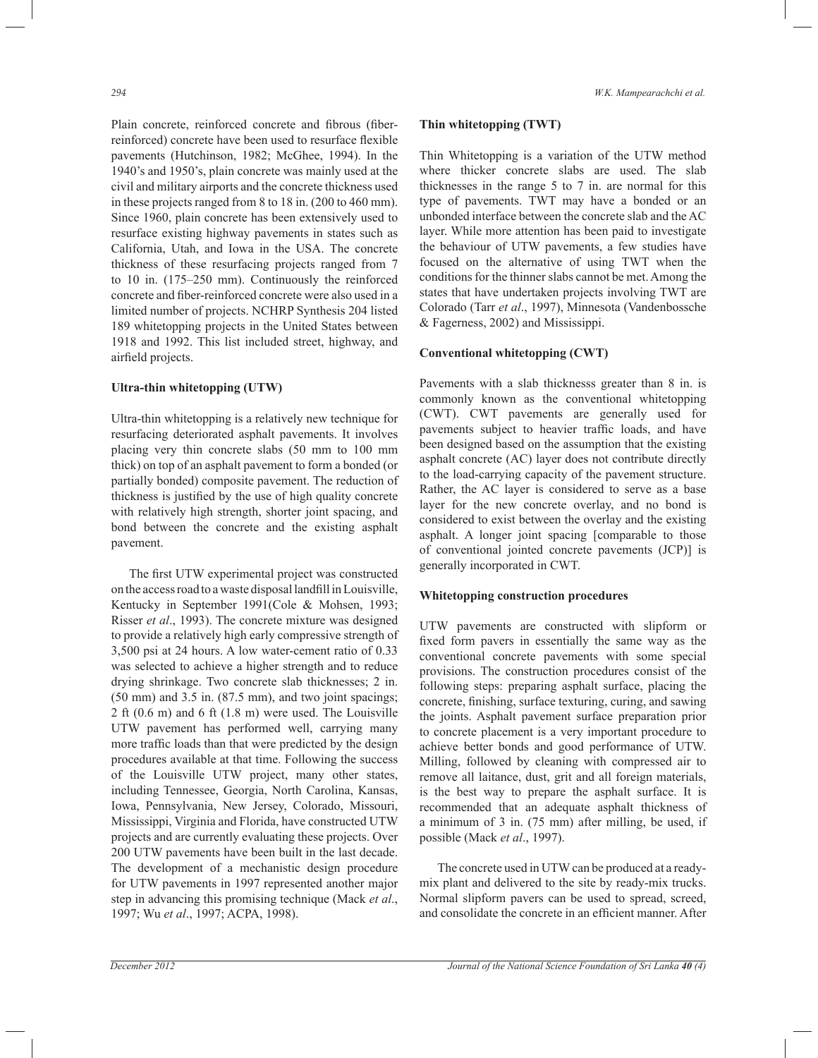Plain concrete, reinforced concrete and fibrous (fiber-reinforced) concrete have been used to resurface flexible pavements (Hutchinson, 1982; McGhee, 1994). In the 1940's and 1950's, plain concrete was mainly used at the civil and military airports and the concrete thickness used in these projects ranged from 8 to 18 in. (200 to 460 mm). Since 1960, plain concrete has been extensively used to resurface existing highway pavements in states such as California, Utah, and Iowa in the USA. The concrete thickness of these resurfacing projects ranged from 7 to 10 in. (175–250 mm). Continuously the reinforced concrete and fiber-reinforced concrete were also used in a limited number of projects. NCHRP Synthesis 204 listed 189 whitetopping projects in the United States between 1918 and 1992. This list included street, highway, and airfield projects.

**Ultra-thin whitetopping (UTW)**

Ultra-thin whitetopping is a relatively new technique for resurfacing deteriorated asphalt pavements. It involves placing very thin concrete slabs (50 mm to 100 mm thick) on top of an asphalt pavement to form a bonded (or partially bonded) composite pavement. The reduction of thickness is justified by the use of high quality concrete with relatively high strength, shorter joint spacing, and bond between the concrete and the existing asphalt pavement.

The first UTW experimental project was constructed on the access road to a waste disposal landfill in Louisville, Kentucky in September 1991(Cole & Mohsen, 1993; Risser *et al*., 1993). The concrete mixture was designed to provide a relatively high early compressive strength of 3,500 psi at 24 hours. A low water-cement ratio of 0.33 was selected to achieve a higher strength and to reduce drying shrinkage. Two concrete slab thicknesses; 2 in. (50 mm) and 3.5 in. (87.5 mm), and two joint spacings; 2 ft (0.6 m) and 6 ft (1.8 m) were used. The Louisville UTW pavement has performed well, carrying many more traffic loads than that were predicted by the design procedures available at that time. Following the success of the Louisville UTW project, many other states, including Tennessee, Georgia, North Carolina, Kansas, Iowa, Pennsylvania, New Jersey, Colorado, Missouri, Mississippi, Virginia and Florida, have constructed UTW projects and are currently evaluating these projects. Over 200 UTW pavements have been built in the last decade. The development of a mechanistic design procedure for UTW pavements in 1997 represented another major step in advancing this promising technique (Mack *et al*., 1997; Wu *et al*., 1997; ACPA, 1998).

**Thin whitetopping (TWT)**

Thin Whitetopping is a variation of the UTW method where thicker concrete slabs are used. The slab thicknesses in the range 5 to 7 in. are normal for this type of pavements. TWT may have a bonded or an unbonded interface between the concrete slab and the AC layer. While more attention has been paid to investigate the behaviour of UTW pavements, a few studies have focused on the alternative of using TWT when the conditions for the thinner slabs cannot be met. Among the states that have undertaken projects involving TWT are Colorado (Tarr *et al*., 1997), Minnesota (Vandenbossche & Fagerness, 2002) and Mississippi.

**Conventional whitetopping (CWT)**

Pavements with a slab thicknesss greater than 8 in. is commonly known as the conventional whitetopping (CWT). CWT pavements are generally used for pavements subject to heavier traffic loads, and have been designed based on the assumption that the existing asphalt concrete (AC) layer does not contribute directly to the load-carrying capacity of the pavement structure. Rather, the AC layer is considered to serve as a base layer for the new concrete overlay, and no bond is considered to exist between the overlay and the existing asphalt. A longer joint spacing [comparable to those of conventional jointed concrete pavements (JCP)] is generally incorporated in CWT.

**Whitetopping construction procedures**

UTW pavements are constructed with slipform or fixed form pavers in essentially the same way as the conventional concrete pavements with some special provisions. The construction procedures consist of the following steps: preparing asphalt surface, placing the concrete, finishing, surface texturing, curing, and sawing the joints. Asphalt pavement surface preparation prior to concrete placement is a very important procedure to achieve better bonds and good performance of UTW. Milling, followed by cleaning with compressed air to remove all laitance, dust, grit and all foreign materials, is the best way to prepare the asphalt surface. It is recommended that an adequate asphalt thickness of a minimum of 3 in. (75 mm) after milling, be used, if possible (Mack *et al*., 1997).

The concrete used in UTW can be produced at a ready-mix plant and delivered to the site by ready-mix trucks. Normal slipform pavers can be used to spread, screed, and consolidate the concrete in an efficient manner. After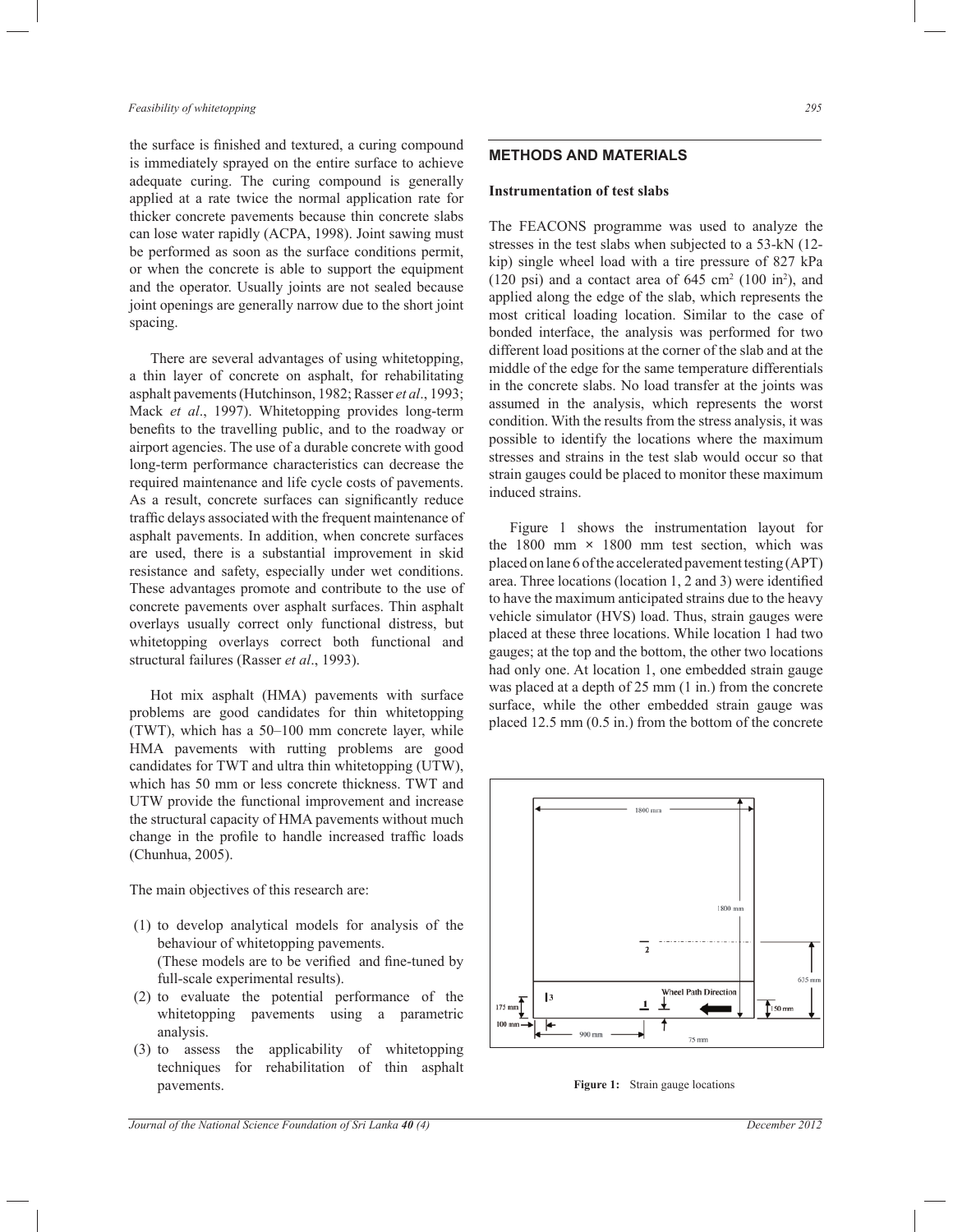the surface is finished and textured, a curing compound is immediately sprayed on the entire surface to achieve adequate curing. The curing compound is generally applied at a rate twice the normal application rate for thicker concrete pavements because thin concrete slabs can lose water rapidly (ACPA, 1998). Joint sawing must be performed as soon as the surface conditions permit, or when the concrete is able to support the equipment and the operator. Usually joints are not sealed because joint openings are generally narrow due to the short joint spacing.

There are several advantages of using whitetopping, a thin layer of concrete on asphalt, for rehabilitating asphalt pavements (Hutchinson, 1982; Rasser *et al*., 1993; Mack *et al*., 1997). Whitetopping provides long-term benefits to the travelling public, and to the roadway or airport agencies. The use of a durable concrete with good long-term performance characteristics can decrease the required maintenance and life cycle costs of pavements. As a result, concrete surfaces can significantly reduce traffic delays associated with the frequent maintenance of asphalt pavements. In addition, when concrete surfaces are used, there is a substantial improvement in skid resistance and safety, especially under wet conditions. These advantages promote and contribute to the use of concrete pavements over asphalt surfaces. Thin asphalt overlays usually correct only functional distress, but whitetopping overlays correct both functional and structural failures (Rasser *et al*., 1993).

Hot mix asphalt (HMA) pavements with surface problems are good candidates for thin whitetopping (TWT), which has a 50–100 mm concrete layer, while HMA pavements with rutting problems are good candidates for TWT and ultra thin whitetopping (UTW), which has 50 mm or less concrete thickness. TWT and UTW provide the functional improvement and increase the structural capacity of HMA pavements without much change in the profile to handle increased traffic loads (Chunhua, 2005).

The main objectives of this research are:

(1) to develop analytical models for analysis of the behaviour of whitetopping pavements.
    (These models are to be verified and fine-tuned by full-scale experimental results).
(2) to evaluate the potential performance of the whitetopping pavements using a parametric analysis.
(3) to assess the applicability of whitetopping techniques for rehabilitation of thin asphalt pavements.

## METHODS AND MATERIALS

### Instrumentation of test slabs

The FEACONS programme was used to analyze the stresses in the test slabs when subjected to a 53-kN (12-kip) single wheel load with a tire pressure of 827 kPa (120 psi) and a contact area of 645 $cm^2$ (100 $in^2$), and applied along the edge of the slab, which represents the most critical loading location. Similar to the case of bonded interface, the analysis was performed for two different load positions at the corner of the slab and at the middle of the edge for the same temperature differentials in the concrete slabs. No load transfer at the joints was assumed in the analysis, which represents the worst condition. With the results from the stress analysis, it was possible to identify the locations where the maximum stresses and strains in the test slab would occur so that strain gauges could be placed to monitor these maximum induced strains.

Figure 1 shows the instrumentation layout for the 1800 mm × 1800 mm test section, which was placed on lane 6 of the accelerated pavement testing (APT) area. Three locations (location 1, 2 and 3) were identified to have the maximum anticipated strains due to the heavy vehicle simulator (HVS) load. Thus, strain gauges were placed at these three locations. While location 1 had two gauges; at the top and the bottom, the other two locations had only one. At location 1, one embedded strain gauge was placed at a depth of 25 mm (1 in.) from the concrete surface, while the other embedded strain gauge was placed 12.5 mm (0.5 in.) from the bottom of the concrete

**Figure 1:** Strain gauge locations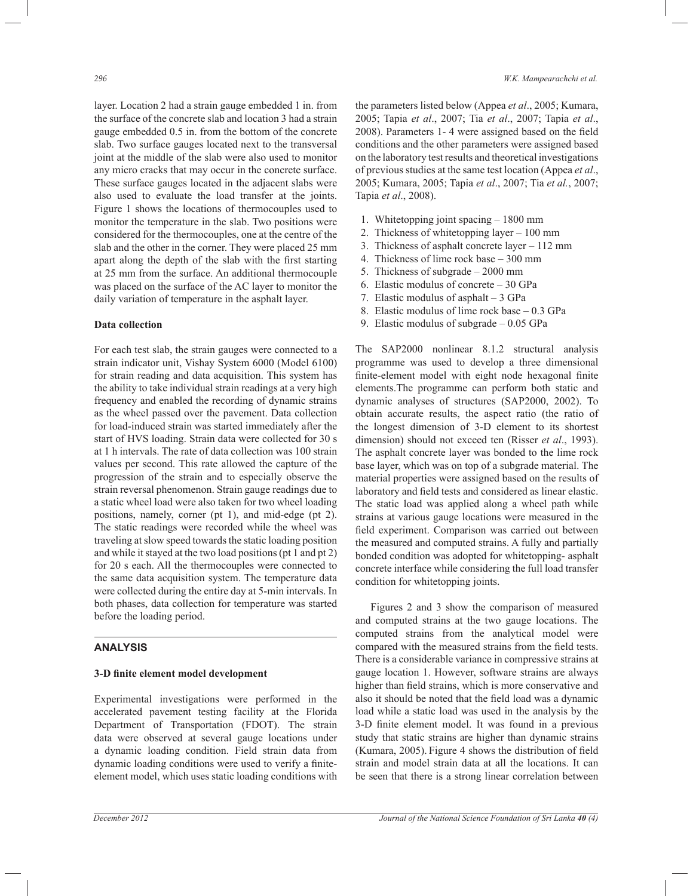layer. Location 2 had a strain gauge embedded 1 in. from the surface of the concrete slab and location 3 had a strain gauge embedded 0.5 in. from the bottom of the concrete slab. Two surface gauges located next to the transversal joint at the middle of the slab were also used to monitor any micro cracks that may occur in the concrete surface. These surface gauges located in the adjacent slabs were also used to evaluate the load transfer at the joints. Figure 1 shows the locations of thermocouples used to monitor the temperature in the slab. Two positions were considered for the thermocouples, one at the centre of the slab and the other in the corner. They were placed 25 mm apart along the depth of the slab with the first starting at 25 mm from the surface. An additional thermocouple was placed on the surface of the AC layer to monitor the daily variation of temperature in the asphalt layer.

**Data collection**

For each test slab, the strain gauges were connected to a strain indicator unit, Vishay System 6000 (Model 6100) for strain reading and data acquisition. This system has the ability to take individual strain readings at a very high frequency and enabled the recording of dynamic strains as the wheel passed over the pavement. Data collection for load-induced strain was started immediately after the start of HVS loading. Strain data were collected for 30 s at 1 h intervals. The rate of data collection was 100 strain values per second. This rate allowed the capture of the progression of the strain and to especially observe the strain reversal phenomenon. Strain gauge readings due to a static wheel load were also taken for two wheel loading positions, namely, corner (pt 1), and mid-edge (pt 2). The static readings were recorded while the wheel was traveling at slow speed towards the static loading position and while it stayed at the two load positions (pt 1 and pt 2) for 20 s each. All the thermocouples were connected to the same data acquisition system. The temperature data were collected during the entire day at 5-min intervals. In both phases, data collection for temperature was started before the loading period.

## ANALYSIS

**3-D finite element model development**

Experimental investigations were performed in the accelerated pavement testing facility at the Florida Department of Transportation (FDOT). The strain data were observed at several gauge locations under a dynamic loading condition. Field strain data from dynamic loading conditions were used to verify a finite-element model, which uses static loading conditions with the parameters listed below (Appea *et al*., 2005; Kumara, 2005; Tapia *et al*., 2007; Tia *et al*., 2007; Tapia *et al*., 2008). Parameters 1- 4 were assigned based on the field conditions and the other parameters were assigned based on the laboratory test results and theoretical investigations of previous studies at the same test location (Appea *et al*., 2005; Kumara, 2005; Tapia *et al*., 2007; Tia *et al.*, 2007; Tapia *et al*., 2008).

1. Whitetopping joint spacing – 1800 mm
2. Thickness of whitetopping layer – 100 mm
3. Thickness of asphalt concrete layer – 112 mm
4. Thickness of lime rock base – 300 mm
5. Thickness of subgrade – 2000 mm
6. Elastic modulus of concrete – 30 GPa
7. Elastic modulus of asphalt – 3 GPa
8. Elastic modulus of lime rock base – 0.3 GPa
9. Elastic modulus of subgrade – 0.05 GPa

The SAP2000 nonlinear 8.1.2 structural analysis programme was used to develop a three dimensional finite-element model with eight node hexagonal finite elements.The programme can perform both static and dynamic analyses of structures (SAP2000, 2002). To obtain accurate results, the aspect ratio (the ratio of the longest dimension of 3-D element to its shortest dimension) should not exceed ten (Risser *et al*., 1993). The asphalt concrete layer was bonded to the lime rock base layer, which was on top of a subgrade material. The material properties were assigned based on the results of laboratory and field tests and considered as linear elastic. The static load was applied along a wheel path while strains at various gauge locations were measured in the field experiment. Comparison was carried out between the measured and computed strains. A fully and partially bonded condition was adopted for whitetopping- asphalt concrete interface while considering the full load transfer condition for whitetopping joints.

Figures 2 and 3 show the comparison of measured and computed strains at the two gauge locations. The computed strains from the analytical model were compared with the measured strains from the field tests. There is a considerable variance in compressive strains at gauge location 1. However, software strains are always higher than field strains, which is more conservative and also it should be noted that the field load was a dynamic load while a static load was used in the analysis by the 3-D finite element model. It was found in a previous study that static strains are higher than dynamic strains (Kumara, 2005). Figure 4 shows the distribution of field strain and model strain data at all the locations. It can be seen that there is a strong linear correlation between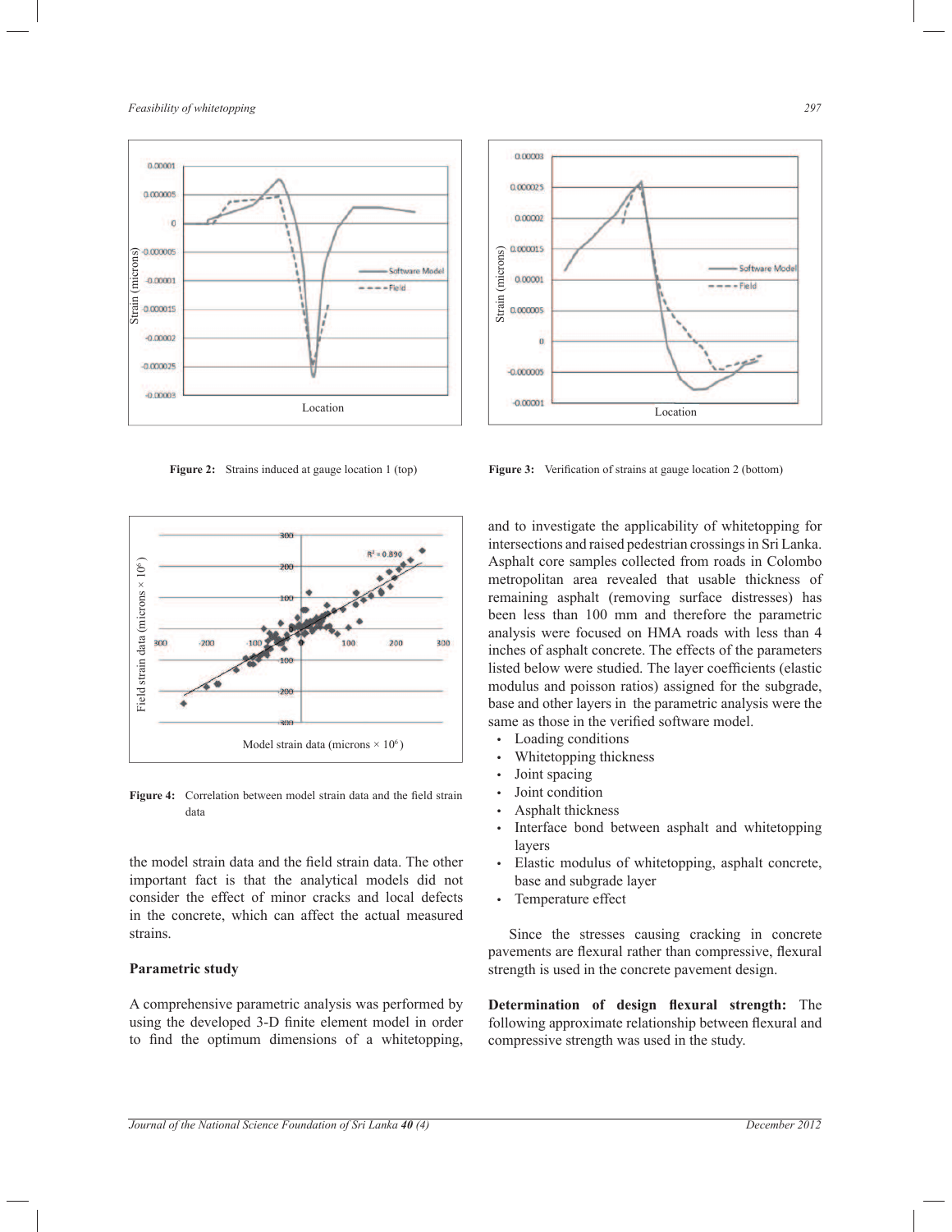Figure 2: Strains induced at gauge location 1 (top)

Figure 3: Verification of strains at gauge location 2 (bottom)

Figure 4: Correlation between model strain data and the field strain data

the model strain data and the field strain data. The other important fact is that the analytical models did not consider the effect of minor cracks and local defects in the concrete, which can affect the actual measured strains.

## Parametric study

A comprehensive parametric analysis was performed by using the developed 3-D finite element model in order to find the optimum dimensions of a whitetopping, and to investigate the applicability of whitetopping for intersections and raised pedestrian crossings in Sri Lanka. Asphalt core samples collected from roads in Colombo metropolitan area revealed that usable thickness of remaining asphalt (removing surface distresses) has been less than 100 mm and therefore the parametric analysis were focused on HMA roads with less than 4 inches of asphalt concrete. The effects of the parameters listed below were studied. The layer coefficients (elastic modulus and poisson ratios) assigned for the subgrade, base and other layers in the parametric analysis were the same as those in the verified software model.

- Loading conditions
- Whitetopping thickness
- Joint spacing
- Joint condition
- Asphalt thickness
- Interface bond between asphalt and whitetopping layers
- Elastic modulus of whitetopping, asphalt concrete, base and subgrade layer
- Temperature effect

Since the stresses causing cracking in concrete pavements are flexural rather than compressive, flexural strength is used in the concrete pavement design.

**Determination of design flexural strength:** The following approximate relationship between flexural and compressive strength was used in the study.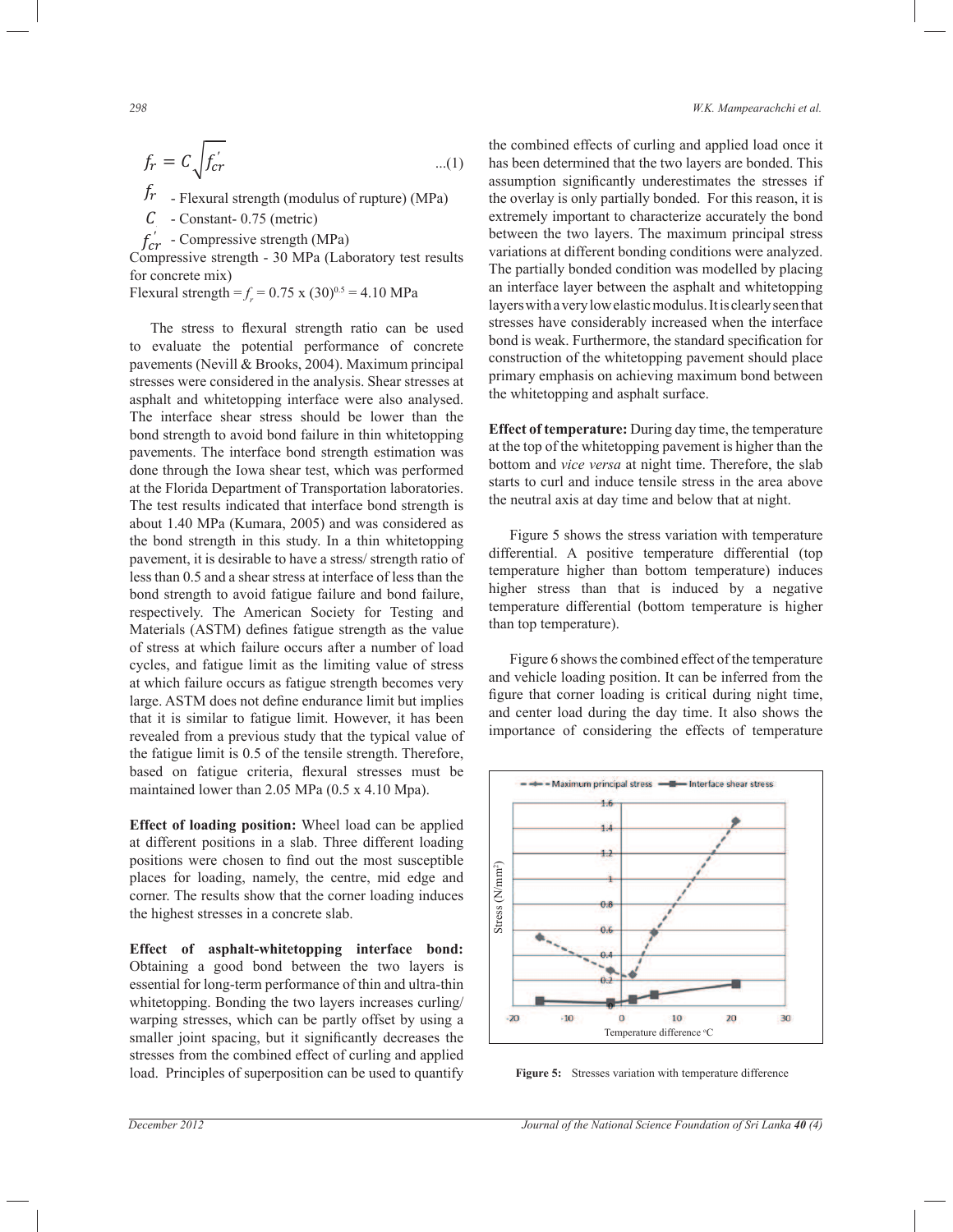$$f_r = C\sqrt{f_{cr}^{'}} \qquad ...(1)$$

$f_r$ - Flexural strength (modulus of rupture) (MPa)

$C$ - Constant- 0.75 (metric)

$f_{cr}^{'}$ - Compressive strength (MPa)

Compressive strength - 30 MPa (Laboratory test results for concrete mix)

Flexural strength = $f_r$ = 0.75 x $(30)^{0.5}$ = 4.10 MPa

The stress to flexural strength ratio can be used to evaluate the potential performance of concrete pavements (Nevill & Brooks, 2004). Maximum principal stresses were considered in the analysis. Shear stresses at asphalt and whitetopping interface were also analysed. The interface shear stress should be lower than the bond strength to avoid bond failure in thin whitetopping pavements. The interface bond strength estimation was done through the Iowa shear test, which was performed at the Florida Department of Transportation laboratories. The test results indicated that interface bond strength is about 1.40 MPa (Kumara, 2005) and was considered as the bond strength in this study. In a thin whitetopping pavement, it is desirable to have a stress/ strength ratio of less than 0.5 and a shear stress at interface of less than the bond strength to avoid fatigue failure and bond failure, respectively. The American Society for Testing and Materials (ASTM) defines fatigue strength as the value of stress at which failure occurs after a number of load cycles, and fatigue limit as the limiting value of stress at which failure occurs as fatigue strength becomes very large. ASTM does not define endurance limit but implies that it is similar to fatigue limit. However, it has been revealed from a previous study that the typical value of the fatigue limit is 0.5 of the tensile strength. Therefore, based on fatigue criteria, flexural stresses must be maintained lower than 2.05 MPa (0.5 x 4.10 Mpa).

**Effect of loading position:** Wheel load can be applied at different positions in a slab. Three different loading positions were chosen to find out the most susceptible places for loading, namely, the centre, mid edge and corner. The results show that the corner loading induces the highest stresses in a concrete slab.

**Effect of asphalt-whitetopping interface bond:** Obtaining a good bond between the two layers is essential for long-term performance of thin and ultra-thin whitetopping. Bonding the two layers increases curling/ warping stresses, which can be partly offset by using a smaller joint spacing, but it significantly decreases the stresses from the combined effect of curling and applied load. Principles of superposition can be used to quantify the combined effects of curling and applied load once it has been determined that the two layers are bonded. This assumption significantly underestimates the stresses if the overlay is only partially bonded. For this reason, it is extremely important to characterize accurately the bond between the two layers. The maximum principal stress variations at different bonding conditions were analyzed. The partially bonded condition was modelled by placing an interface layer between the asphalt and whitetopping layers with a very low elastic modulus. It is clearly seen that stresses have considerably increased when the interface bond is weak. Furthermore, the standard specification for construction of the whitetopping pavement should place primary emphasis on achieving maximum bond between the whitetopping and asphalt surface.

**Effect of temperature:** During day time, the temperature at the top of the whitetopping pavement is higher than the bottom and *vice versa* at night time. Therefore, the slab starts to curl and induce tensile stress in the area above the neutral axis at day time and below that at night.

Figure 5 shows the stress variation with temperature differential. A positive temperature differential (top temperature higher than bottom temperature) induces higher stress than that is induced by a negative temperature differential (bottom temperature is higher than top temperature).

Figure 6 shows the combined effect of the temperature and vehicle loading position. It can be inferred from the figure that corner loading is critical during night time, and center load during the day time. It also shows the importance of considering the effects of temperature

**Figure 5:** Stresses variation with temperature difference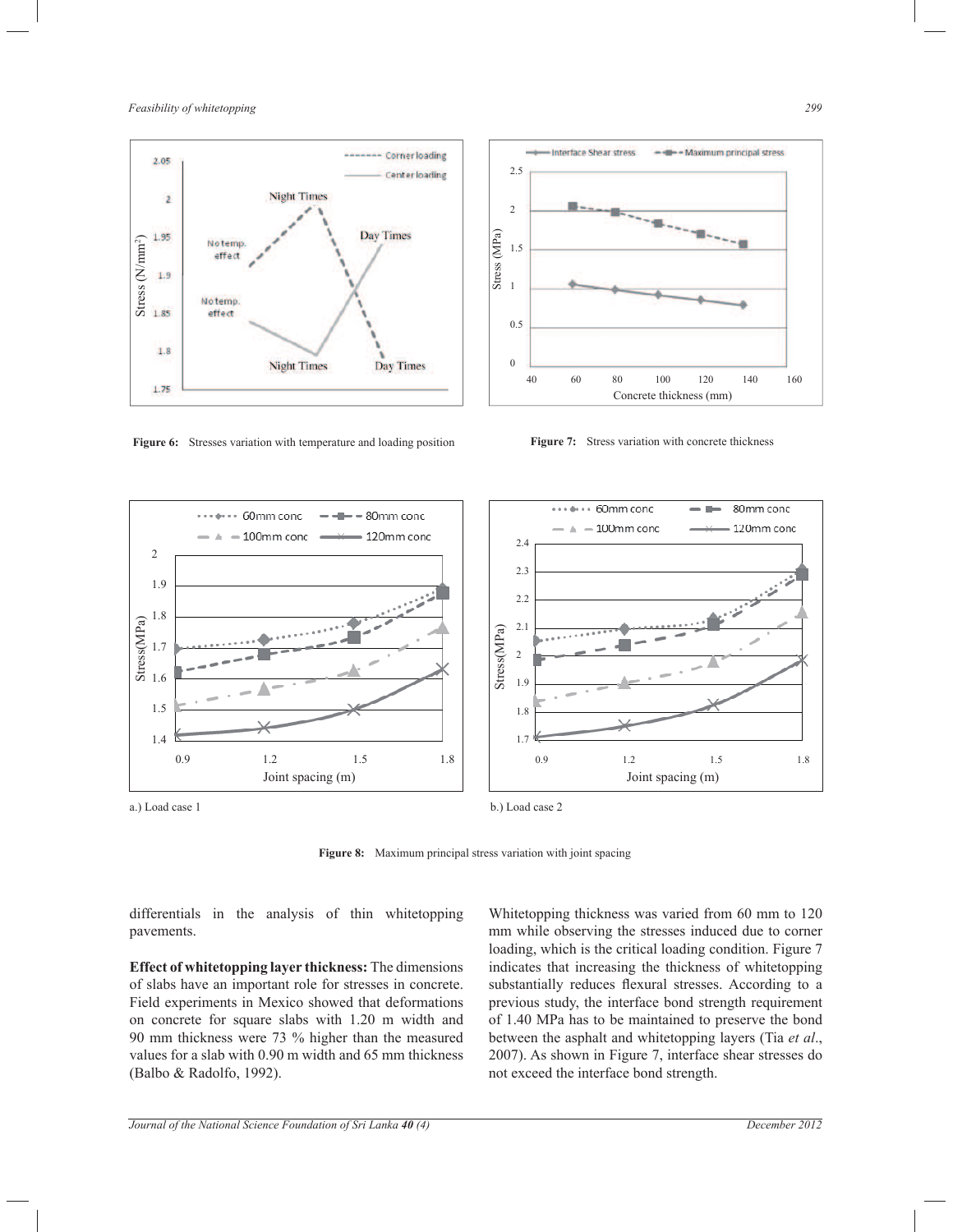**Figure 6:** Stresses variation with temperature and loading position

**Figure 7:** Stress variation with concrete thickness

a.) Load case 1

b.) Load case 2

**Figure 8:** Maximum principal stress variation with joint spacing

differentials in the analysis of thin whitetopping pavements.

**Effect of whitetopping layer thickness:** The dimensions of slabs have an important role for stresses in concrete. Field experiments in Mexico showed that deformations on concrete for square slabs with 1.20 m width and 90 mm thickness were 73 % higher than the measured values for a slab with 0.90 m width and 65 mm thickness (Balbo & Radolfo, 1992).

Whitetopping thickness was varied from 60 mm to 120 mm while observing the stresses induced due to corner loading, which is the critical loading condition. Figure 7 indicates that increasing the thickness of whitetopping substantially reduces flexural stresses. According to a previous study, the interface bond strength requirement of 1.40 MPa has to be maintained to preserve the bond between the asphalt and whitetopping layers (Tia *et al*., 2007). As shown in Figure 7, interface shear stresses do not exceed the interface bond strength.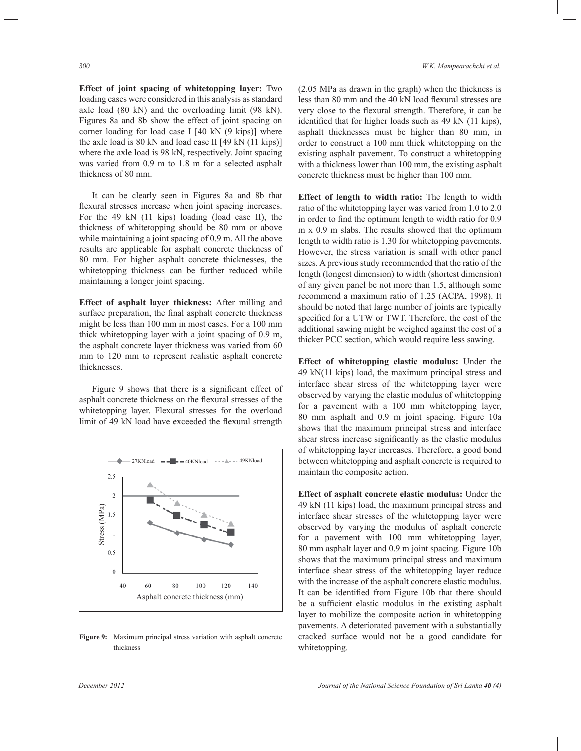**Effect of joint spacing of whitetopping layer:** Two loading cases were considered in this analysis as standard axle load (80 kN) and the overloading limit (98 kN). Figures 8a and 8b show the effect of joint spacing on corner loading for load case I [40 kN (9 kips)] where the axle load is 80 kN and load case II [49 kN (11 kips)] where the axle load is 98 kN, respectively. Joint spacing was varied from 0.9 m to 1.8 m for a selected asphalt thickness of 80 mm.

It can be clearly seen in Figures 8a and 8b that flexural stresses increase when joint spacing increases. For the 49 kN (11 kips) loading (load case II), the thickness of whitetopping should be 80 mm or above while maintaining a joint spacing of 0.9 m. All the above results are applicable for asphalt concrete thickness of 80 mm. For higher asphalt concrete thicknesses, the whitetopping thickness can be further reduced while maintaining a longer joint spacing.

**Effect of asphalt layer thickness:** After milling and surface preparation, the final asphalt concrete thickness might be less than 100 mm in most cases. For a 100 mm thick whitetopping layer with a joint spacing of 0.9 m, the asphalt concrete layer thickness was varied from 60 mm to 120 mm to represent realistic asphalt concrete thicknesses.

Figure 9 shows that there is a significant effect of asphalt concrete thickness on the flexural stresses of the whitetopping layer. Flexural stresses for the overload limit of 49 kN load have exceeded the flexural strength (2.05 MPa as drawn in the graph) when the thickness is less than 80 mm and the 40 kN load flexural stresses are very close to the flexural strength. Therefore, it can be identified that for higher loads such as 49 kN (11 kips), asphalt thicknesses must be higher than 80 mm, in order to construct a 100 mm thick whitetopping on the existing asphalt pavement. To construct a whitetopping with a thickness lower than 100 mm, the existing asphalt concrete thickness must be higher than 100 mm.

**Figure 9:** Maximum principal stress variation with asphalt concrete thickness

**Effect of length to width ratio:** The length to width ratio of the whitetopping layer was varied from 1.0 to 2.0 in order to find the optimum length to width ratio for 0.9 m x 0.9 m slabs. The results showed that the optimum length to width ratio is 1.30 for whitetopping pavements. However, the stress variation is small with other panel sizes. A previous study recommended that the ratio of the length (longest dimension) to width (shortest dimension) of any given panel be not more than 1.5, although some recommend a maximum ratio of 1.25 (ACPA, 1998). It should be noted that large number of joints are typically specified for a UTW or TWT. Therefore, the cost of the additional sawing might be weighed against the cost of a thicker PCC section, which would require less sawing.

**Effect of whitetopping elastic modulus:** Under the 49 kN(11 kips) load, the maximum principal stress and interface shear stress of the whitetopping layer were observed by varying the elastic modulus of whitetopping for a pavement with a 100 mm whitetopping layer, 80 mm asphalt and 0.9 m joint spacing. Figure 10a shows that the maximum principal stress and interface shear stress increase significantly as the elastic modulus of whitetopping layer increases. Therefore, a good bond between whitetopping and asphalt concrete is required to maintain the composite action.

**Effect of asphalt concrete elastic modulus:** Under the 49 kN (11 kips) load, the maximum principal stress and interface shear stresses of the whitetopping layer were observed by varying the modulus of asphalt concrete for a pavement with 100 mm whitetopping layer, 80 mm asphalt layer and 0.9 m joint spacing. Figure 10b shows that the maximum principal stress and maximum interface shear stress of the whitetopping layer reduce with the increase of the asphalt concrete elastic modulus. It can be identified from Figure 10b that there should be a sufficient elastic modulus in the existing asphalt layer to mobilize the composite action in whitetopping pavements. A deteriorated pavement with a substantially cracked surface would not be a good candidate for whitetopping.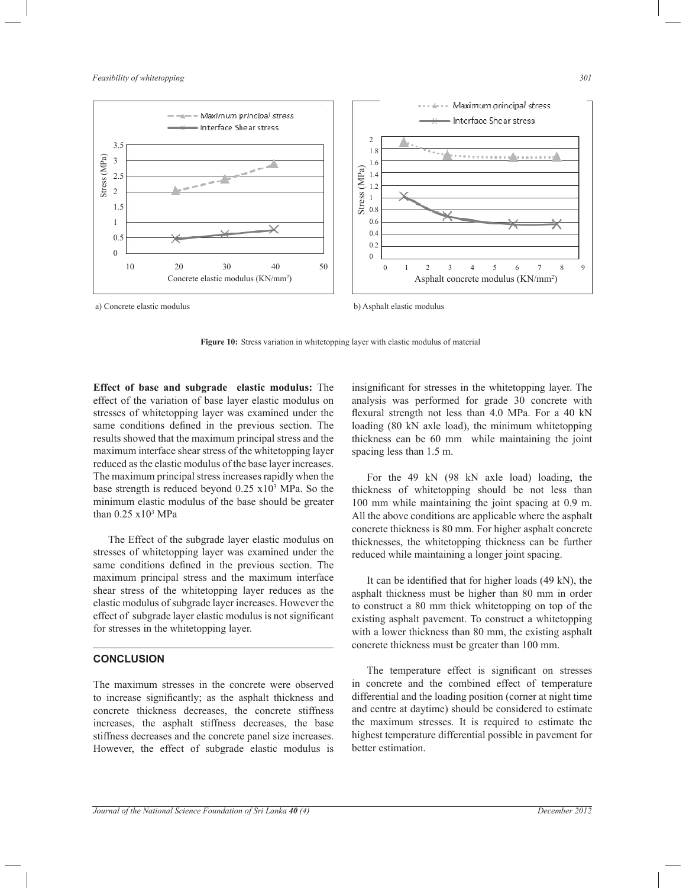a) Concrete elastic modulus

b) Asphalt elastic modulus

**Figure 10:** Stress variation in whitetopping layer with elastic modulus of material

**Effect of base and subgrade elastic modulus:** The effect of the variation of base layer elastic modulus on stresses of whitetopping layer was examined under the same conditions defined in the previous section. The results showed that the maximum principal stress and the maximum interface shear stress of the whitetopping layer reduced as the elastic modulus of the base layer increases. The maximum principal stress increases rapidly when the base strength is reduced beyond $0.25 \times 10^3$ MPa. So the minimum elastic modulus of the base should be greater than $0.25 \times 10^3$ MPa

The Effect of the subgrade layer elastic modulus on stresses of whitetopping layer was examined under the same conditions defined in the previous section. The maximum principal stress and the maximum interface shear stress of the whitetopping layer reduces as the elastic modulus of subgrade layer increases. However the effect of subgrade layer elastic modulus is not significant for stresses in the whitetopping layer.

## CONCLUSION

The maximum stresses in the concrete were observed to increase significantly; as the asphalt thickness and concrete thickness decreases, the concrete stiffness increases, the asphalt stiffness decreases, the base stiffness decreases and the concrete panel size increases. However, the effect of subgrade elastic modulus is insignificant for stresses in the whitetopping layer. The analysis was performed for grade 30 concrete with flexural strength not less than 4.0 MPa. For a 40 kN loading (80 kN axle load), the minimum whitetopping thickness can be 60 mm while maintaining the joint spacing less than 1.5 m.

For the 49 kN (98 kN axle load) loading, the thickness of whitetopping should be not less than 100 mm while maintaining the joint spacing at 0.9 m. All the above conditions are applicable where the asphalt concrete thickness is 80 mm. For higher asphalt concrete thicknesses, the whitetopping thickness can be further reduced while maintaining a longer joint spacing.

It can be identified that for higher loads (49 kN), the asphalt thickness must be higher than 80 mm in order to construct a 80 mm thick whitetopping on top of the existing asphalt pavement. To construct a whitetopping with a lower thickness than 80 mm, the existing asphalt concrete thickness must be greater than 100 mm.

The temperature effect is significant on stresses in concrete and the combined effect of temperature differential and the loading position (corner at night time and centre at daytime) should be considered to estimate the maximum stresses. It is required to estimate the highest temperature differential possible in pavement for better estimation.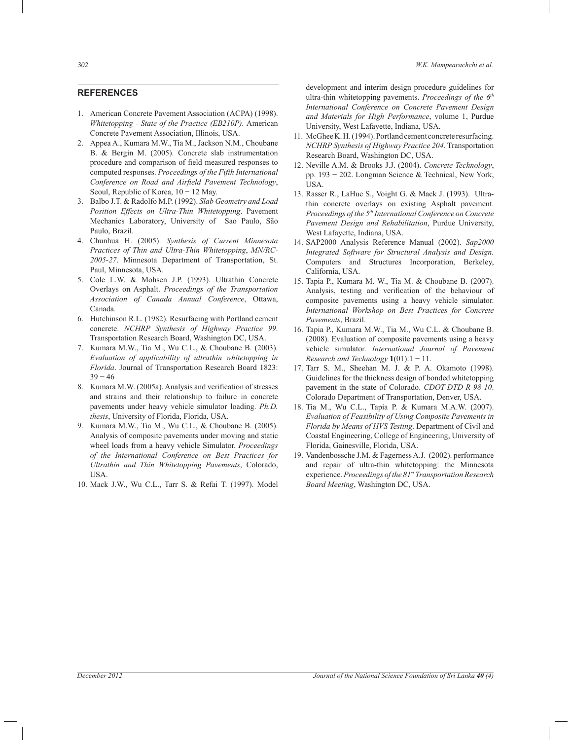## REFERENCES

1. American Concrete Pavement Association (ACPA) (1998). *Whitetopping - State of the Practice (EB210P)*. American Concrete Pavement Association, Illinois, USA.
2. Appea A., Kumara M.W., Tia M., Jackson N.M., Choubane B. & Bergin M. (2005). Concrete slab instrumentation procedure and comparison of field measured responses to computed responses. *Proceedings of the Fifth International Conference on Road and Airfield Pavement Technology*, Seoul, Republic of Korea, 10 − 12 May.
3. Balbo J.T. & Radolfo M.P. (1992). *Slab Geometry and Load Position Effects on Ultra-Thin Whitetopping*. Pavement Mechanics Laboratory, University of Sao Paulo, São Paulo, Brazil.
4. Chunhua H. (2005). *Synthesis of Current Minnesota Practices of Thin and Ultra-Thin Whitetopping*, *MN/RC-2005-27*. Minnesota Department of Transportation, St. Paul, Minnesota, USA.
5. Cole L.W. & Mohsen J.P. (1993). Ultrathin Concrete Overlays on Asphalt. *Proceedings of the Transportation Association of Canada Annual Conference*, Ottawa, Canada.
6. Hutchinson R.L. (1982). Resurfacing with Portland cement concrete. *NCHRP Synthesis of Highway Practice 99*. Transportation Research Board, Washington DC, USA.
7. Kumara M.W., Tia M., Wu C.L., & Choubane B. (2003). *Evaluation of applicability of ultrathin whitetopping in Florida*. Journal of Transportation Research Board 1823: 39 − 46
8. Kumara M.W. (2005a). Analysis and verification of stresses and strains and their relationship to failure in concrete pavements under heavy vehicle simulator loading. *Ph.D. thesis*, University of Florida, Florida, USA.
9. Kumara M.W., Tia M., Wu C.L., & Choubane B. (2005). Analysis of composite pavements under moving and static wheel loads from a heavy vehicle Simulator. *Proceedings of the International Conference on Best Practices for Ultrathin and Thin Whitetopping Pavements*, Colorado, USA.
10. Mack J.W., Wu C.L., Tarr S. & Refai T. (1997). Model development and interim design procedure guidelines for ultra-thin whitetopping pavements. *Proceedings of the 6th International Conference on Concrete Pavement Design and Materials for High Performance*, volume 1, Purdue University, West Lafayette, Indiana, USA.
11. McGhee K. H. (1994). Portland cement concrete resurfacing. *NCHRP Synthesis of Highway Practice 204*. Transportation Research Board, Washington DC, USA.
12. Neville A.M. & Brooks J.J. (2004). *Concrete Technology*, pp. 193 − 202. Longman Science & Technical, New York, USA.
13. Rasser R., LaHue S., Voight G. & Mack J. (1993). Ultra-thin concrete overlays on existing Asphalt pavement. *Proceedings of the 5th International Conference on Concrete Pavement Design and Rehabilitation*, Purdue University, West Lafayette, Indiana, USA.
14. SAP2000 Analysis Reference Manual (2002). *Sap2000 Integrated Software for Structural Analysis and Design.* Computers and Structures Incorporation, Berkeley, California, USA.
15. Tapia P., Kumara M. W., Tia M. & Choubane B. (2007). Analysis, testing and verification of the behaviour of composite pavements using a heavy vehicle simulator. *International Workshop on Best Practices for Concrete Pavements*, Brazil.
16. Tapia P., Kumara M.W., Tia M., Wu C.L. & Choubane B. (2008). Evaluation of composite pavements using a heavy vehicle simulator. *International Journal of Pavement Research and Technology* **1**(01):1 − 11.
17. Tarr S. M., Sheehan M. J. & P. A. Okamoto (1998). Guidelines for the thickness design of bonded whitetopping pavement in the state of Colorado. *CDOT-DTD-R-98-10*. Colorado Department of Transportation, Denver, USA.
18. Tia M., Wu C.L., Tapia P. & Kumara M.A.W. (2007). *Evaluation of Feasibility of Using Composite Pavements in Florida by Means of HVS Testing*. Department of Civil and Coastal Engineering, College of Engineering, University of Florida, Gainesville, Florida, USA.
19. Vandenbossche J.M. & Fagerness A.J. (2002). performance and repair of ultra-thin whitetopping: the Minnesota experience. *Proceedings of the 81st Transportation Research Board Meeting*, Washington DC, USA.